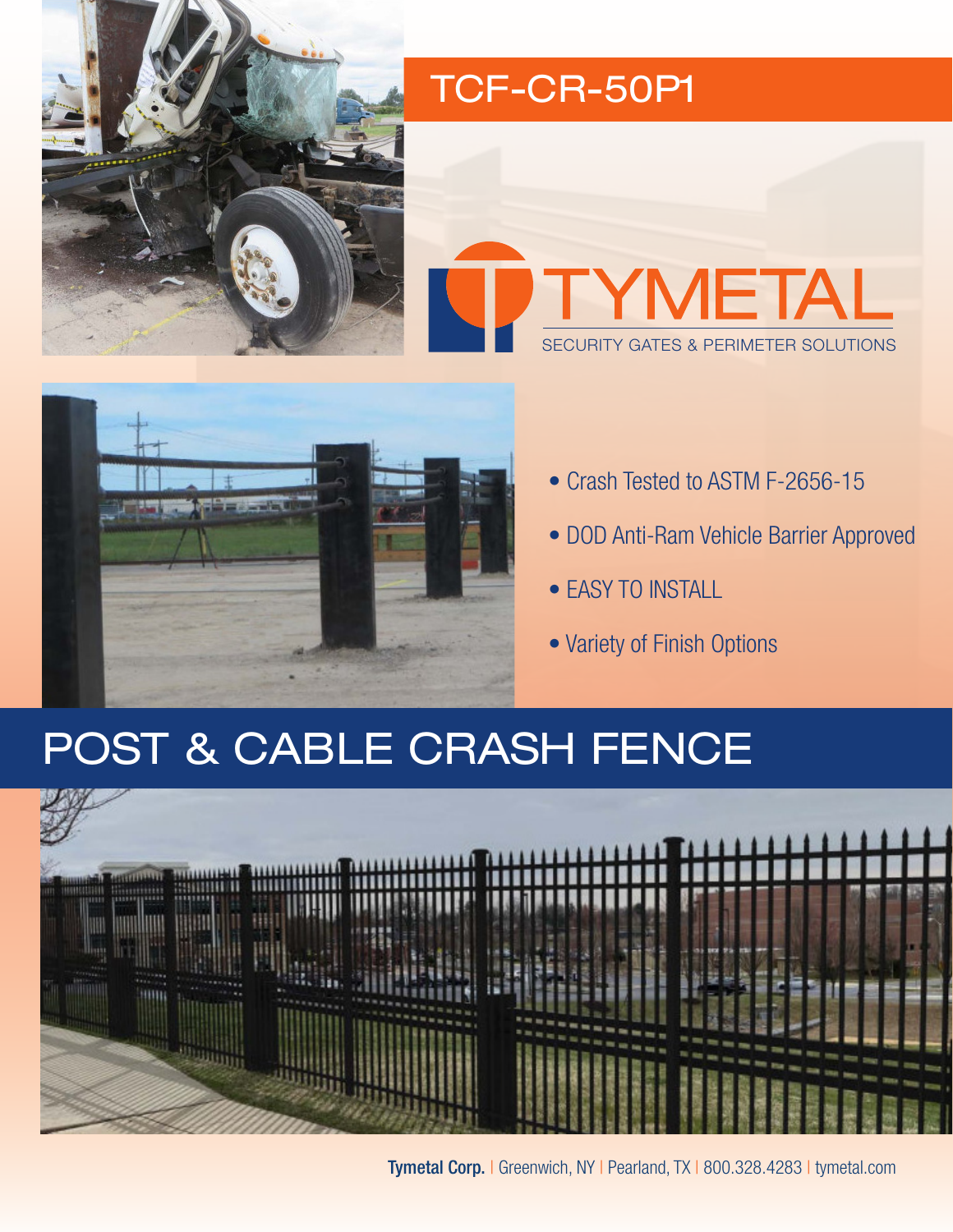# TCF-CR-50P1

TYMETAL

SECURITY GATES & PERIMETER SOLUTIONS

- Crash Tested to ASTM F-2656-15
- DOD Anti-Ram Vehicle Barrier Approved
- EASY TO INSTALL
- Variety of Finish Options

# POST & CABLE CRASH FENCE

**Tymetal Corp.** | Greenwich, NY | Pearland, TX | 800.328.4283 | tymetal.com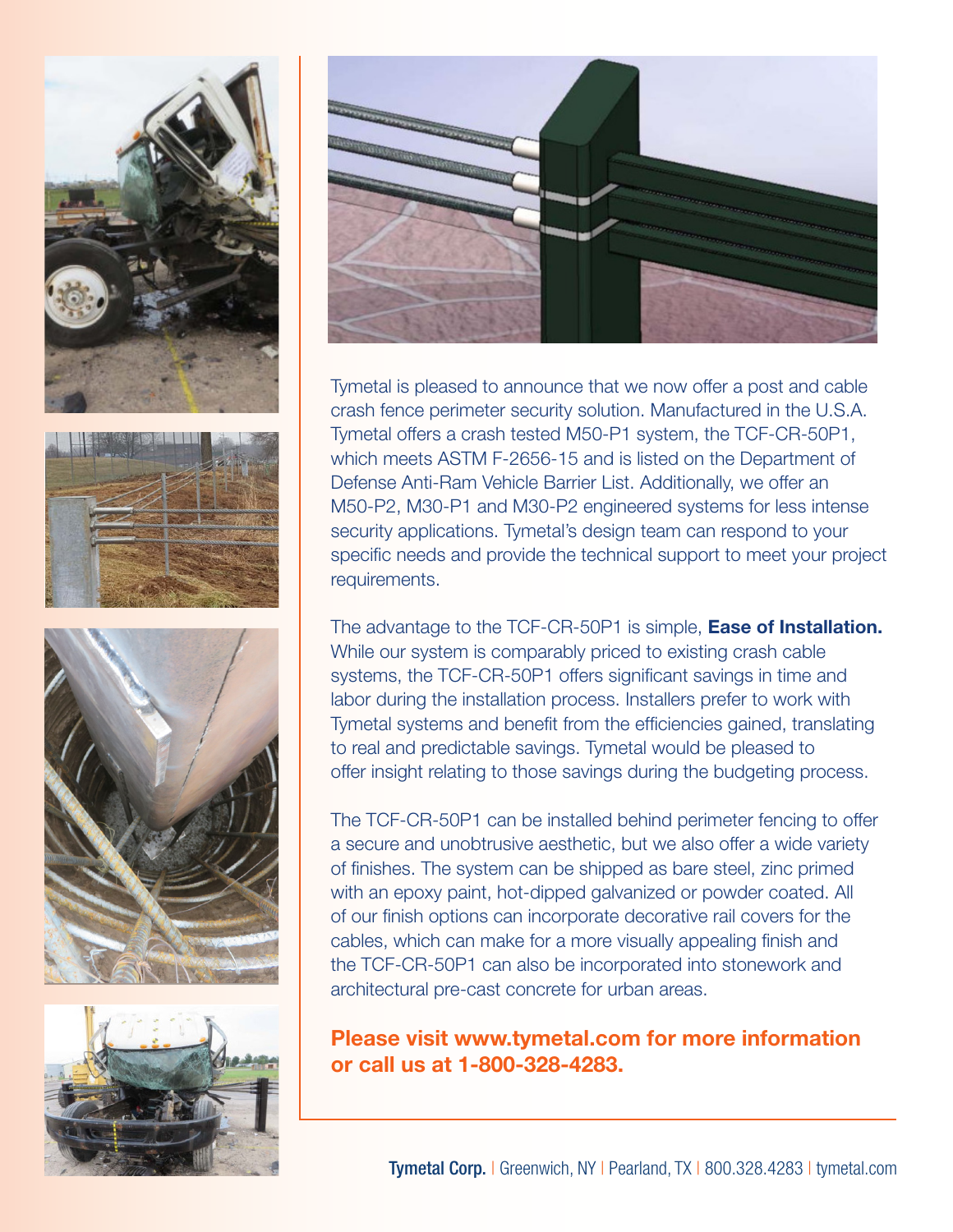Tymetal is pleased to announce that we now offer a post and cable crash fence perimeter security solution. Manufactured in the U.S.A. Tymetal offers a crash tested M50-P1 system, the TCF-CR-50P1, which meets ASTM F-2656-15 and is listed on the Department of Defense Anti-Ram Vehicle Barrier List. Additionally, we offer an M50-P2, M30-P1 and M30-P2 engineered systems for less intense security applications. Tymetal's design team can respond to your specific needs and provide the technical support to meet your project requirements.

The advantage to the TCF-CR-50P1 is simple, **Ease of Installation.** While our system is comparably priced to existing crash cable systems, the TCF-CR-50P1 offers significant savings in time and labor during the installation process. Installers prefer to work with Tymetal systems and benefit from the efficiencies gained, translating to real and predictable savings. Tymetal would be pleased to offer insight relating to those savings during the budgeting process.

The TCF-CR-50P1 can be installed behind perimeter fencing to offer a secure and unobtrusive aesthetic, but we also offer a wide variety of finishes. The system can be shipped as bare steel, zinc primed with an epoxy paint, hot-dipped galvanized or powder coated. All of our finish options can incorporate decorative rail covers for the cables, which can make for a more visually appealing finish and the TCF-CR-50P1 can also be incorporated into stonework and architectural pre-cast concrete for urban areas.

**Please visit www.tymetal.com for more information or call us at 1-800-328-4283.**

**Tymetal Corp.** | Greenwich, NY | Pearland, TX | 800.328.4283 | tymetal.com